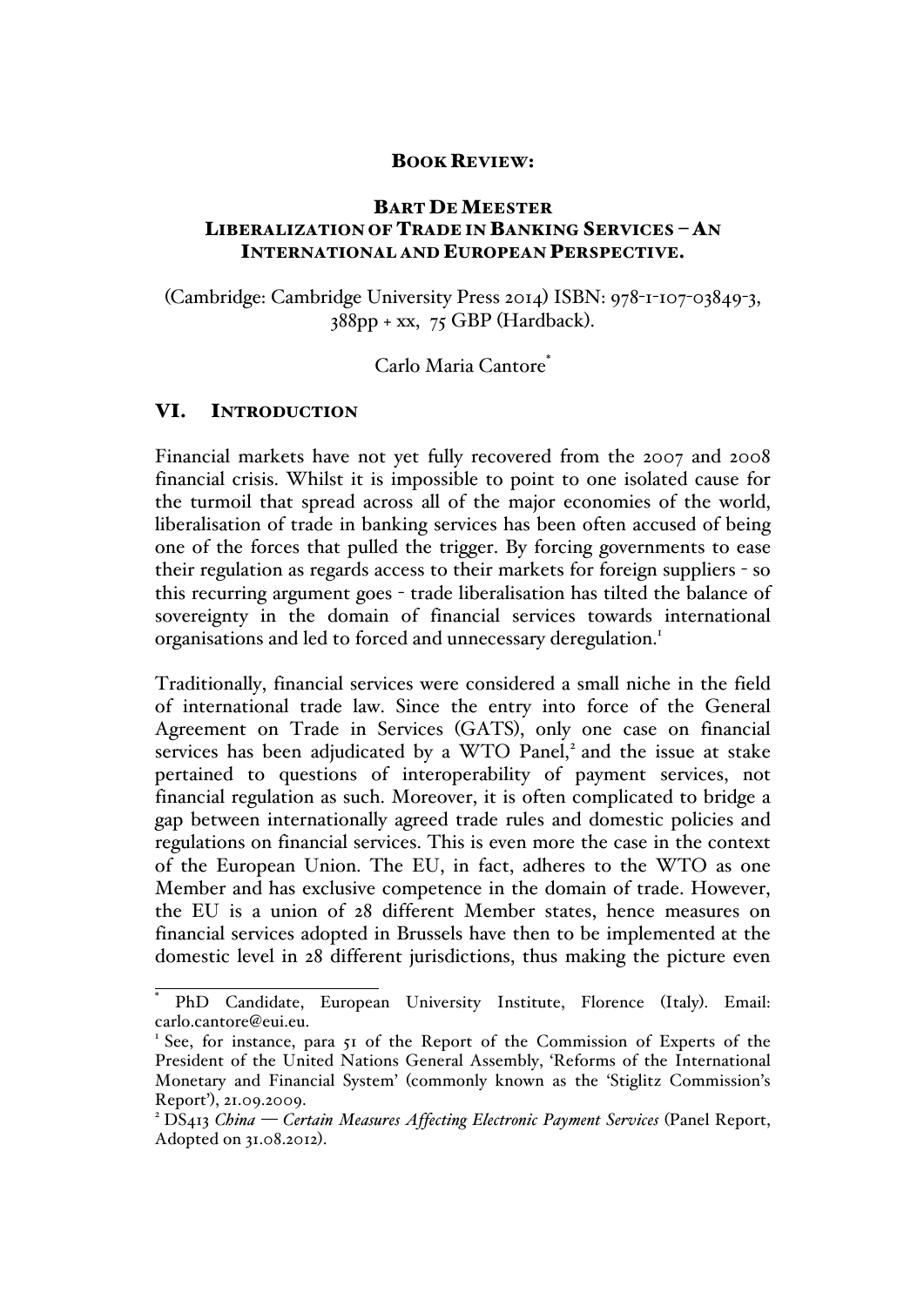**BOOK REVIEW:**

**BART DE MEESTER**
**LIBERALIZATION OF TRADE IN BANKING SERVICES – AN INTERNATIONAL AND EUROPEAN PERSPECTIVE.**

(Cambridge: Cambridge University Press 2014) ISBN: 978-1-107-03849-3, 388pp + xx, 75 GBP (Hardback).

Carlo Maria Cantore*

## VI. INTRODUCTION

Financial markets have not yet fully recovered from the 2007 and 2008 financial crisis. Whilst it is impossible to point to one isolated cause for the turmoil that spread across all of the major economies of the world, liberalisation of trade in banking services has been often accused of being one of the forces that pulled the trigger. By forcing governments to ease their regulation as regards access to their markets for foreign suppliers - so this recurring argument goes - trade liberalisation has tilted the balance of sovereignty in the domain of financial services towards international organisations and led to forced and unnecessary deregulation.[1]

Traditionally, financial services were considered a small niche in the field of international trade law. Since the entry into force of the General Agreement on Trade in Services (GATS), only one case on financial services has been adjudicated by a WTO Panel,[2] and the issue at stake pertained to questions of interoperability of payment services, not financial regulation as such. Moreover, it is often complicated to bridge a gap between internationally agreed trade rules and domestic policies and regulations on financial services. This is even more the case in the context of the European Union. The EU, in fact, adheres to the WTO as one Member and has exclusive competence in the domain of trade. However, the EU is a union of 28 different Member states, hence measures on financial services adopted in Brussels have then to be implemented at the domestic level in 28 different jurisdictions, thus making the picture even

---

* PhD Candidate, European University Institute, Florence (Italy). Email: carlo.cantore@eui.eu.

[1] See, for instance, para 51 of the Report of the Commission of Experts of the President of the United Nations General Assembly, 'Reforms of the International Monetary and Financial System' (commonly known as the 'Stiglitz Commission's Report'), 21.09.2009.

[2] DS413 *China — Certain Measures Affecting Electronic Payment Services* (Panel Report, Adopted on 31.08.2012).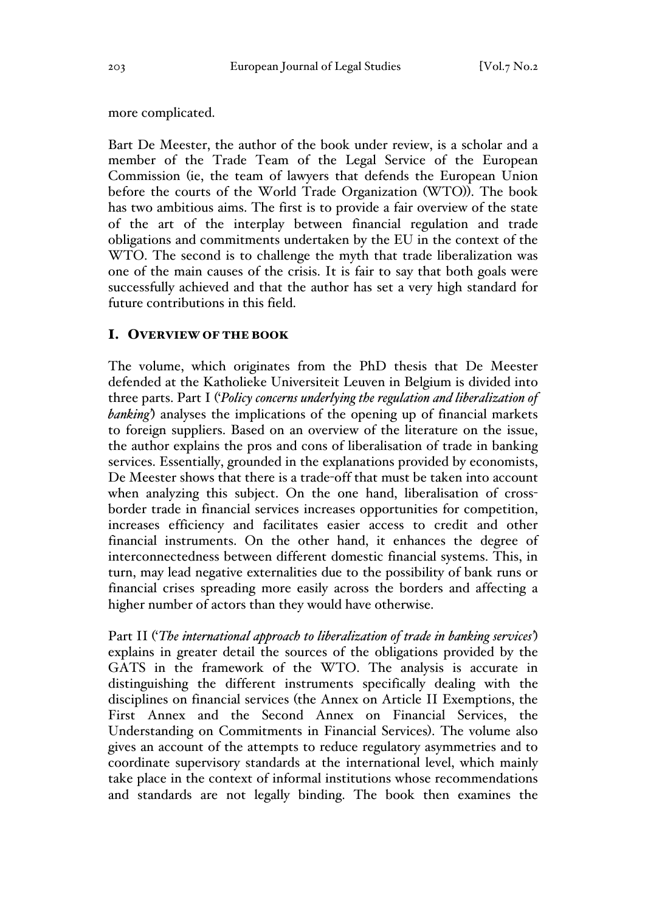more complicated.

Bart De Meester, the author of the book under review, is a scholar and a member of the Trade Team of the Legal Service of the European Commission (ie, the team of lawyers that defends the European Union before the courts of the World Trade Organization (WTO)). The book has two ambitious aims. The first is to provide a fair overview of the state of the art of the interplay between financial regulation and trade obligations and commitments undertaken by the EU in the context of the WTO. The second is to challenge the myth that trade liberalization was one of the main causes of the crisis. It is fair to say that both goals were successfully achieved and that the author has set a very high standard for future contributions in this field.

## I. Overview of the Book

The volume, which originates from the PhD thesis that De Meester defended at the Katholieke Universiteit Leuven in Belgium is divided into three parts. Part I ('*Policy concerns underlying the regulation and liberalization of banking*') analyses the implications of the opening up of financial markets to foreign suppliers. Based on an overview of the literature on the issue, the author explains the pros and cons of liberalisation of trade in banking services. Essentially, grounded in the explanations provided by economists, De Meester shows that there is a trade-off that must be taken into account when analyzing this subject. On the one hand, liberalisation of cross-border trade in financial services increases opportunities for competition, increases efficiency and facilitates easier access to credit and other financial instruments. On the other hand, it enhances the degree of interconnectedness between different domestic financial systems. This, in turn, may lead negative externalities due to the possibility of bank runs or financial crises spreading more easily across the borders and affecting a higher number of actors than they would have otherwise.

Part II ('*The international approach to liberalization of trade in banking services*') explains in greater detail the sources of the obligations provided by the GATS in the framework of the WTO. The analysis is accurate in distinguishing the different instruments specifically dealing with the disciplines on financial services (the Annex on Article II Exemptions, the First Annex and the Second Annex on Financial Services, the Understanding on Commitments in Financial Services). The volume also gives an account of the attempts to reduce regulatory asymmetries and to coordinate supervisory standards at the international level, which mainly take place in the context of informal institutions whose recommendations and standards are not legally binding. The book then examines the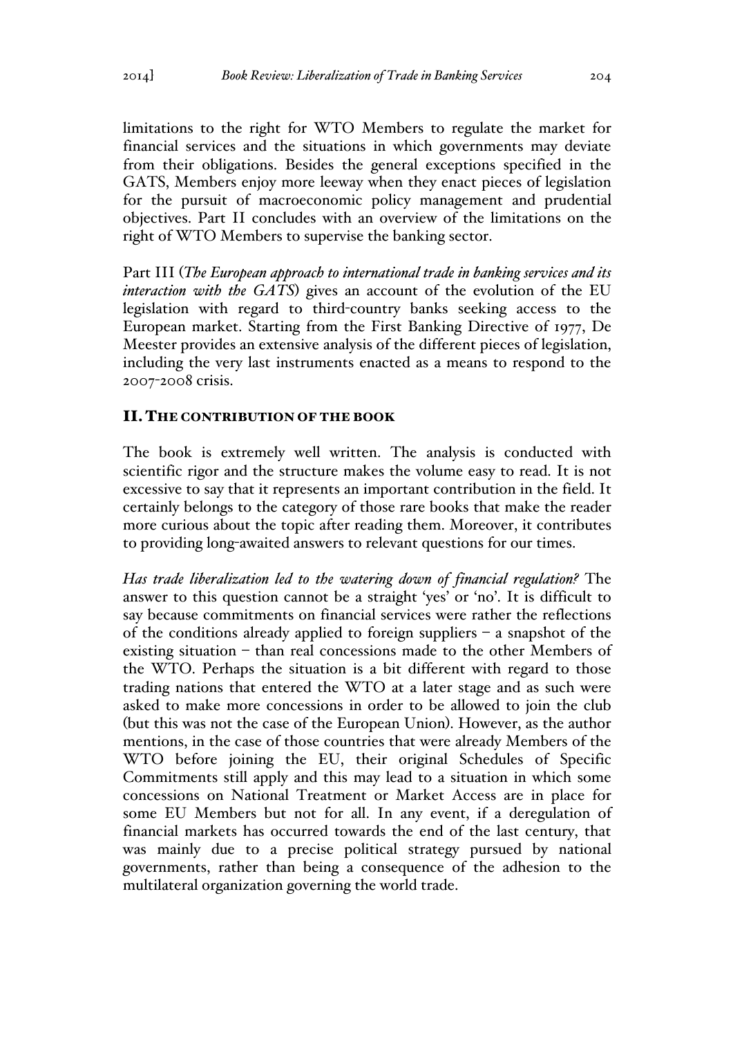limitations to the right for WTO Members to regulate the market for financial services and the situations in which governments may deviate from their obligations. Besides the general exceptions specified in the GATS, Members enjoy more leeway when they enact pieces of legislation for the pursuit of macroeconomic policy management and prudential objectives. Part II concludes with an overview of the limitations on the right of WTO Members to supervise the banking sector.

Part III (*The European approach to international trade in banking services and its interaction with the GATS*) gives an account of the evolution of the EU legislation with regard to third-country banks seeking access to the European market. Starting from the First Banking Directive of 1977, De Meester provides an extensive analysis of the different pieces of legislation, including the very last instruments enacted as a means to respond to the 2007-2008 crisis.

## II. THE CONTRIBUTION OF THE BOOK

The book is extremely well written. The analysis is conducted with scientific rigor and the structure makes the volume easy to read. It is not excessive to say that it represents an important contribution in the field. It certainly belongs to the category of those rare books that make the reader more curious about the topic after reading them. Moreover, it contributes to providing long-awaited answers to relevant questions for our times.

*Has trade liberalization led to the watering down of financial regulation?* The answer to this question cannot be a straight 'yes' or 'no'. It is difficult to say because commitments on financial services were rather the reflections of the conditions already applied to foreign suppliers – a snapshot of the existing situation – than real concessions made to the other Members of the WTO. Perhaps the situation is a bit different with regard to those trading nations that entered the WTO at a later stage and as such were asked to make more concessions in order to be allowed to join the club (but this was not the case of the European Union). However, as the author mentions, in the case of those countries that were already Members of the WTO before joining the EU, their original Schedules of Specific Commitments still apply and this may lead to a situation in which some concessions on National Treatment or Market Access are in place for some EU Members but not for all. In any event, if a deregulation of financial markets has occurred towards the end of the last century, that was mainly due to a precise political strategy pursued by national governments, rather than being a consequence of the adhesion to the multilateral organization governing the world trade.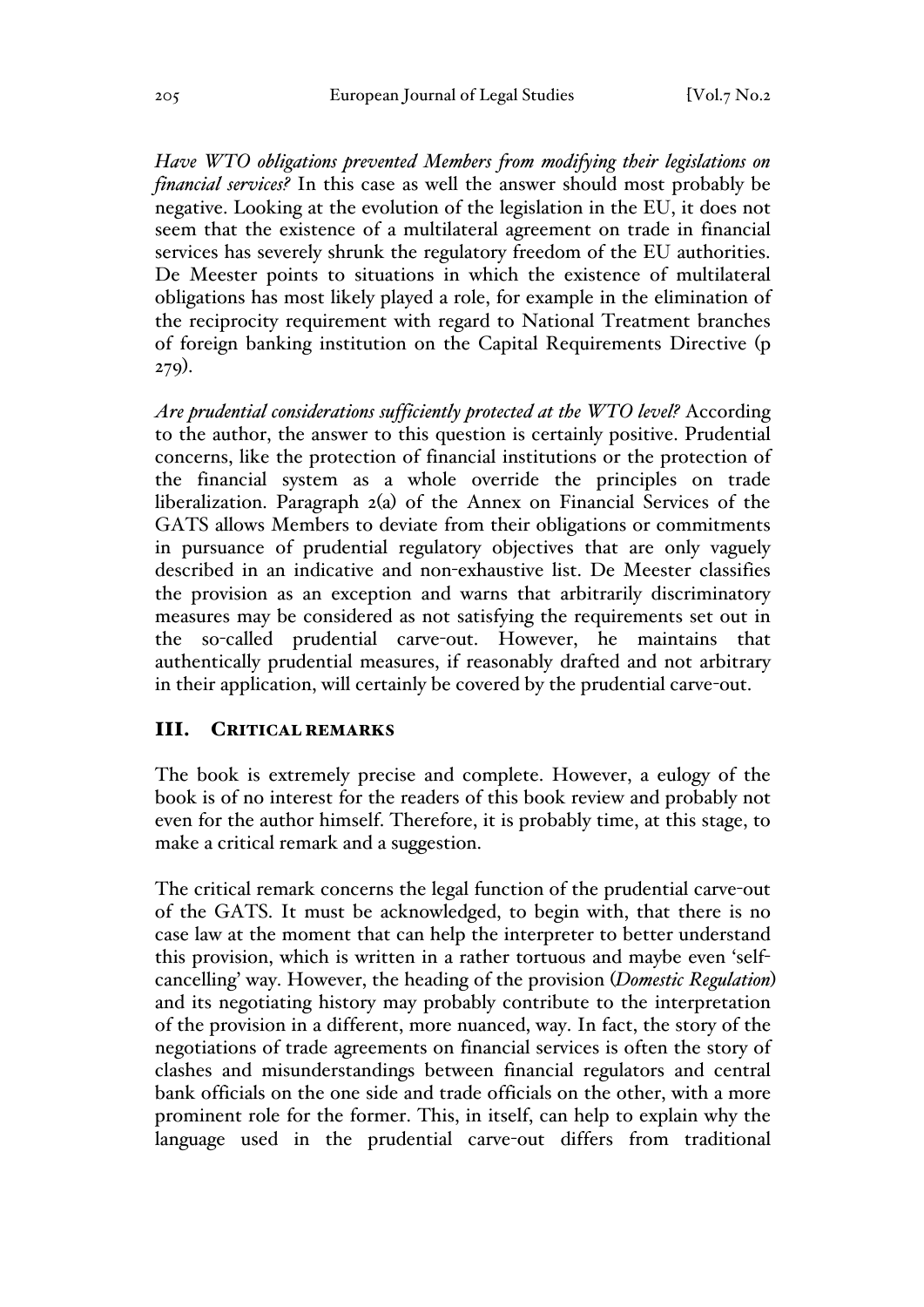*Have WTO obligations prevented Members from modifying their legislations on financial services?* In this case as well the answer should most probably be negative. Looking at the evolution of the legislation in the EU, it does not seem that the existence of a multilateral agreement on trade in financial services has severely shrunk the regulatory freedom of the EU authorities. De Meester points to situations in which the existence of multilateral obligations has most likely played a role, for example in the elimination of the reciprocity requirement with regard to National Treatment branches of foreign banking institution on the Capital Requirements Directive (p 279).

*Are prudential considerations sufficiently protected at the WTO level?* According to the author, the answer to this question is certainly positive. Prudential concerns, like the protection of financial institutions or the protection of the financial system as a whole override the principles on trade liberalization. Paragraph 2(a) of the Annex on Financial Services of the GATS allows Members to deviate from their obligations or commitments in pursuance of prudential regulatory objectives that are only vaguely described in an indicative and non-exhaustive list. De Meester classifies the provision as an exception and warns that arbitrarily discriminatory measures may be considered as not satisfying the requirements set out in the so-called prudential carve-out. However, he maintains that authentically prudential measures, if reasonably drafted and not arbitrary in their application, will certainly be covered by the prudential carve-out.

## III. Critical remarks

The book is extremely precise and complete. However, a eulogy of the book is of no interest for the readers of this book review and probably not even for the author himself. Therefore, it is probably time, at this stage, to make a critical remark and a suggestion.

The critical remark concerns the legal function of the prudential carve-out of the GATS. It must be acknowledged, to begin with, that there is no case law at the moment that can help the interpreter to better understand this provision, which is written in a rather tortuous and maybe even 'self-cancelling' way. However, the heading of the provision (*Domestic Regulation*) and its negotiating history may probably contribute to the interpretation of the provision in a different, more nuanced, way. In fact, the story of the negotiations of trade agreements on financial services is often the story of clashes and misunderstandings between financial regulators and central bank officials on the one side and trade officials on the other, with a more prominent role for the former. This, in itself, can help to explain why the language used in the prudential carve-out differs from traditional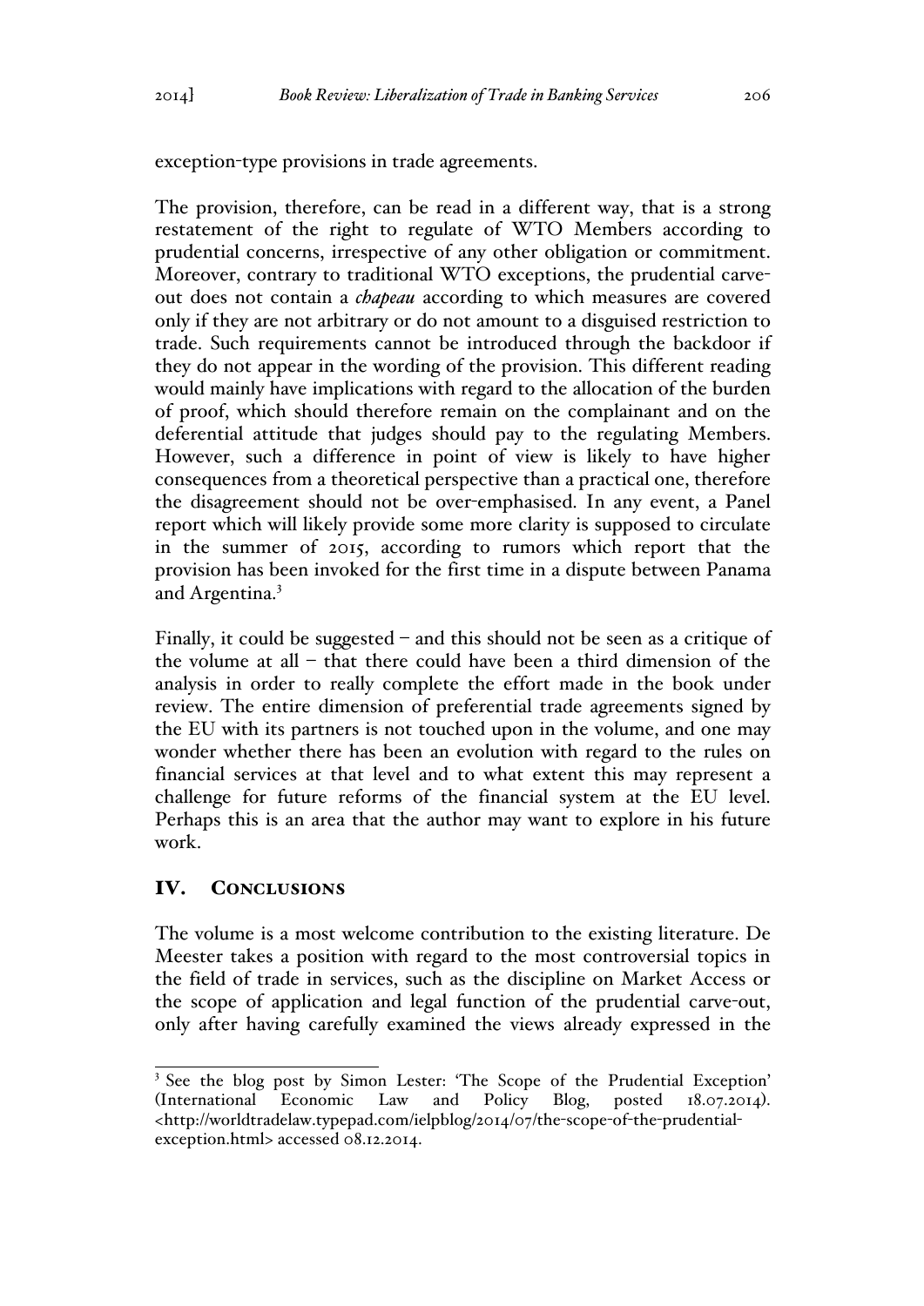exception-type provisions in trade agreements.

The provision, therefore, can be read in a different way, that is a strong restatement of the right to regulate of WTO Members according to prudential concerns, irrespective of any other obligation or commitment. Moreover, contrary to traditional WTO exceptions, the prudential carve-out does not contain a *chapeau* according to which measures are covered only if they are not arbitrary or do not amount to a disguised restriction to trade. Such requirements cannot be introduced through the backdoor if they do not appear in the wording of the provision. This different reading would mainly have implications with regard to the allocation of the burden of proof, which should therefore remain on the complainant and on the deferential attitude that judges should pay to the regulating Members. However, such a difference in point of view is likely to have higher consequences from a theoretical perspective than a practical one, therefore the disagreement should not be over-emphasised. In any event, a Panel report which will likely provide some more clarity is supposed to circulate in the summer of 2015, according to rumors which report that the provision has been invoked for the first time in a dispute between Panama and Argentina.[3]

Finally, it could be suggested – and this should not be seen as a critique of the volume at all – that there could have been a third dimension of the analysis in order to really complete the effort made in the book under review. The entire dimension of preferential trade agreements signed by the EU with its partners is not touched upon in the volume, and one may wonder whether there has been an evolution with regard to the rules on financial services at that level and to what extent this may represent a challenge for future reforms of the financial system at the EU level. Perhaps this is an area that the author may want to explore in his future work.

## IV. Conclusions

The volume is a most welcome contribution to the existing literature. De Meester takes a position with regard to the most controversial topics in the field of trade in services, such as the discipline on Market Access or the scope of application and legal function of the prudential carve-out, only after having carefully examined the views already expressed in the

---

[3] See the blog post by Simon Lester: 'The Scope of the Prudential Exception' (International Economic Law and Policy Blog, posted 18.07.2014). <http://worldtradelaw.typepad.com/ielpblog/2014/07/the-scope-of-the-prudential-exception.html> accessed 08.12.2014.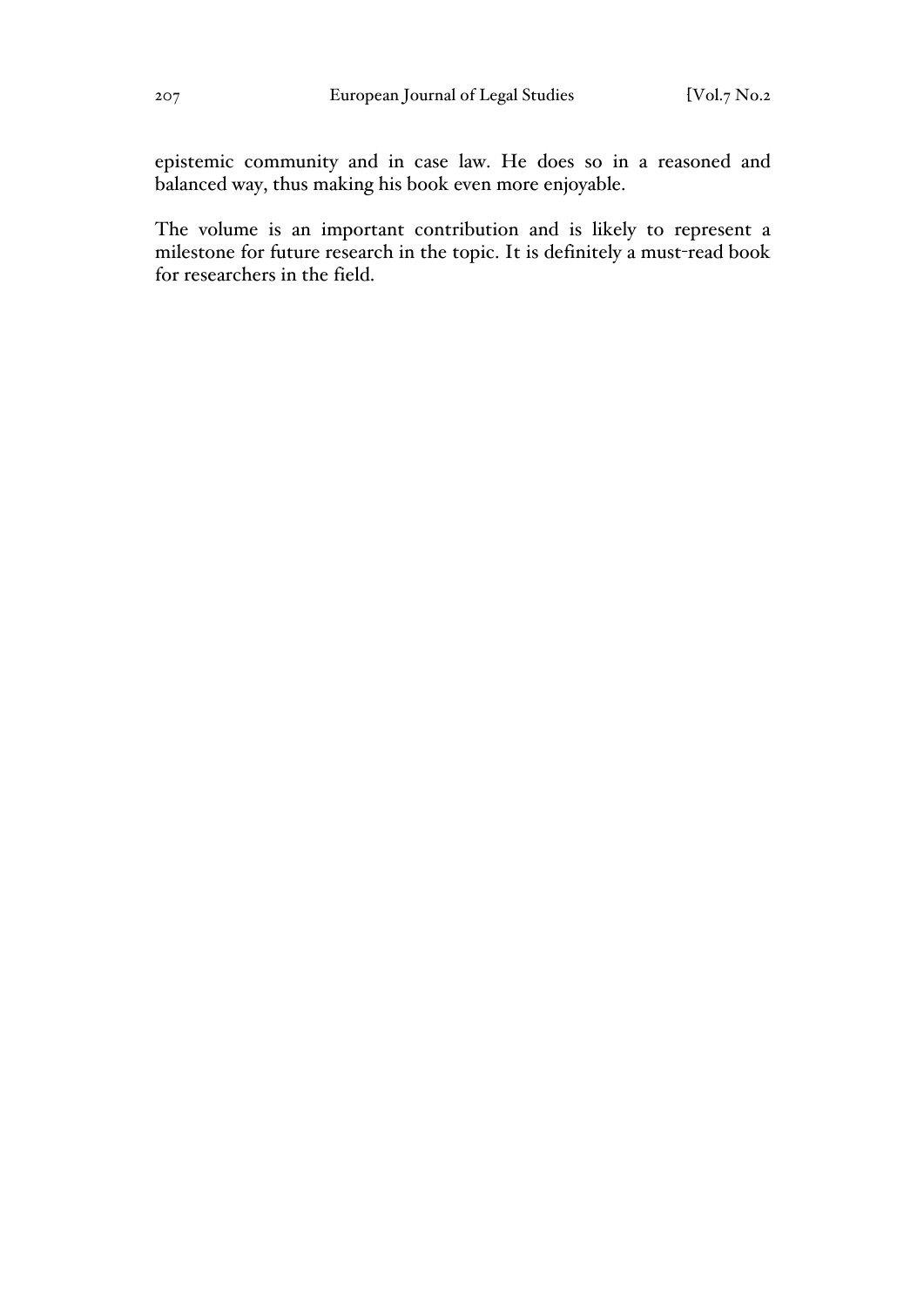epistemic community and in case law. He does so in a reasoned and balanced way, thus making his book even more enjoyable.

The volume is an important contribution and is likely to represent a milestone for future research in the topic. It is definitely a must-read book for researchers in the field.